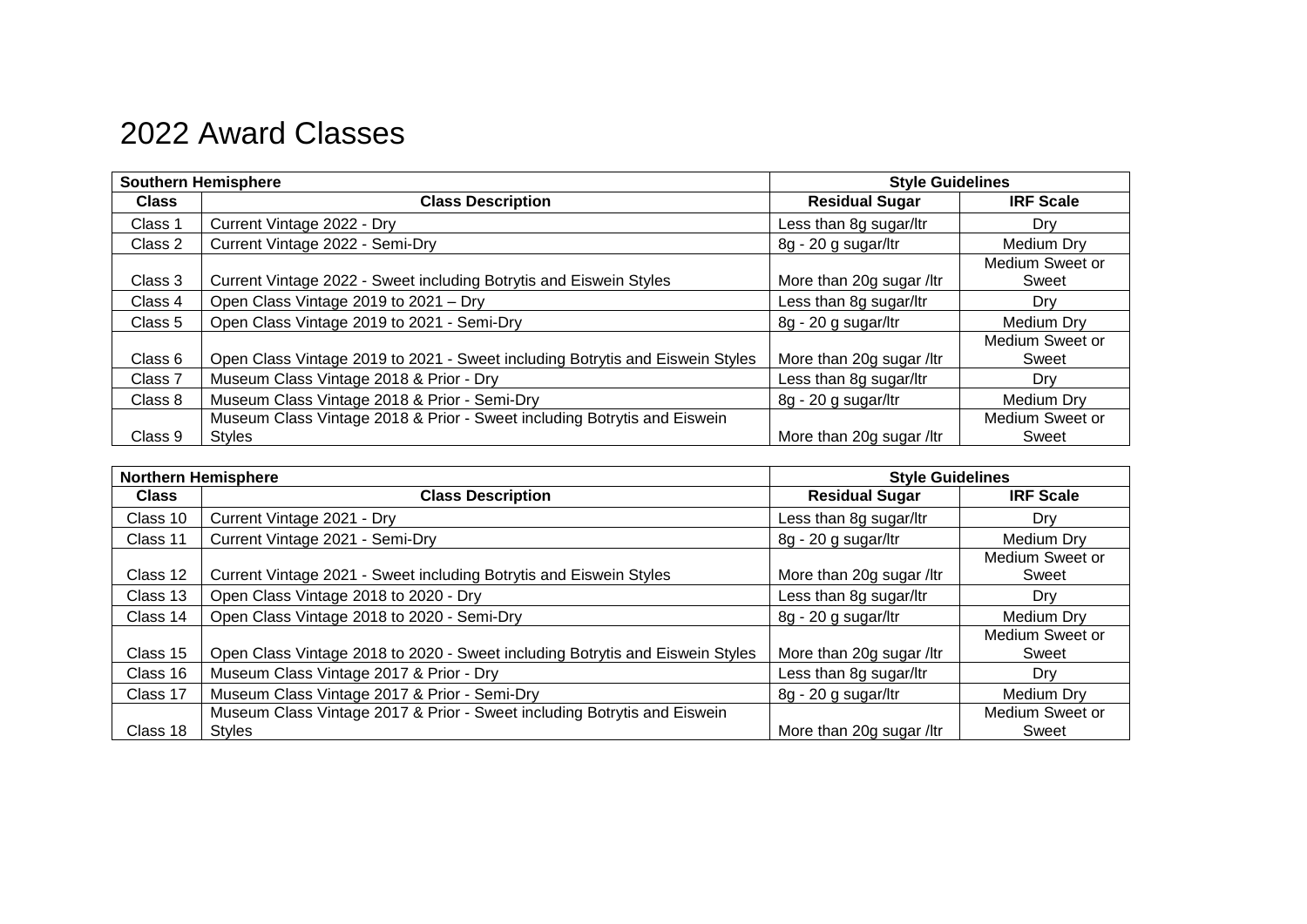# 2022 Award Classes

| Southern Hemisphere | | Style Guidelines | |
|---|---|---|---|
| **Class** | **Class Description** | **Residual Sugar** | **IRF Scale** |
| Class 1 | Current Vintage 2022 - Dry | Less than 8g sugar/ltr | Dry |
| Class 2 | Current Vintage 2022 - Semi-Dry | 8g - 20 g sugar/ltr | Medium Dry |
| Class 3 | Current Vintage 2022 - Sweet including Botrytis and Eiswein Styles | More than 20g sugar /ltr | Medium Sweet or Sweet |
| Class 4 | Open Class Vintage 2019 to 2021 – Dry | Less than 8g sugar/ltr | Dry |
| Class 5 | Open Class Vintage 2019 to 2021 - Semi-Dry | 8g - 20 g sugar/ltr | Medium Dry |
| Class 6 | Open Class Vintage 2019 to 2021 - Sweet including Botrytis and Eiswein Styles | More than 20g sugar /ltr | Medium Sweet or Sweet |
| Class 7 | Museum Class Vintage 2018 & Prior - Dry | Less than 8g sugar/ltr | Dry |
| Class 8 | Museum Class Vintage 2018 & Prior - Semi-Dry | 8g - 20 g sugar/ltr | Medium Dry |
| Class 9 | Museum Class Vintage 2018 & Prior - Sweet including Botrytis and Eiswein Styles | More than 20g sugar /ltr | Medium Sweet or Sweet |

| Northern Hemisphere | | Style Guidelines | |
|---|---|---|---|
| **Class** | **Class Description** | **Residual Sugar** | **IRF Scale** |
| Class 10 | Current Vintage 2021 - Dry | Less than 8g sugar/ltr | Dry |
| Class 11 | Current Vintage 2021 - Semi-Dry | 8g - 20 g sugar/ltr | Medium Dry |
| Class 12 | Current Vintage 2021 - Sweet including Botrytis and Eiswein Styles | More than 20g sugar /ltr | Medium Sweet or Sweet |
| Class 13 | Open Class Vintage 2018 to 2020 - Dry | Less than 8g sugar/ltr | Dry |
| Class 14 | Open Class Vintage 2018 to 2020 - Semi-Dry | 8g - 20 g sugar/ltr | Medium Dry |
| Class 15 | Open Class Vintage 2018 to 2020 - Sweet including Botrytis and Eiswein Styles | More than 20g sugar /ltr | Medium Sweet or Sweet |
| Class 16 | Museum Class Vintage 2017 & Prior - Dry | Less than 8g sugar/ltr | Dry |
| Class 17 | Museum Class Vintage 2017 & Prior - Semi-Dry | 8g - 20 g sugar/ltr | Medium Dry |
| Class 18 | Museum Class Vintage 2017 & Prior - Sweet including Botrytis and Eiswein Styles | More than 20g sugar /ltr | Medium Sweet or Sweet |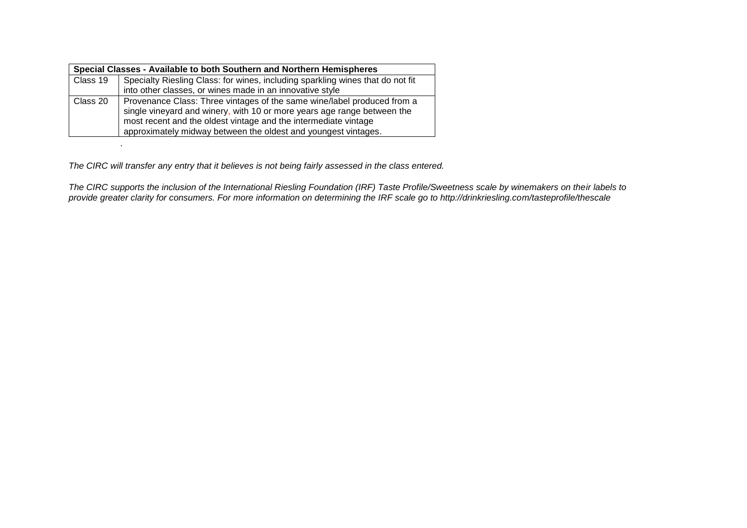| Special Classes - Available to both Southern and Northern Hemispheres | |
|---|---|
| Class 19 | Specialty Riesling Class: for wines, including sparkling wines that do not fit into other classes, or wines made in an innovative style |
| Class 20 | Provenance Class: Three vintages of the same wine/label produced from a single vineyard and winery, with 10 or more years age range between the most recent and the oldest vintage and the intermediate vintage approximately midway between the oldest and youngest vintages. |

.

*The CIRC will transfer any entry that it believes is not being fairly assessed in the class entered.*

*The CIRC supports the inclusion of the International Riesling Foundation (IRF) Taste Profile/Sweetness scale by winemakers on their labels to provide greater clarity for consumers. For more information on determining the IRF scale go to http://drinkriesling.com/tasteprofile/thescale*